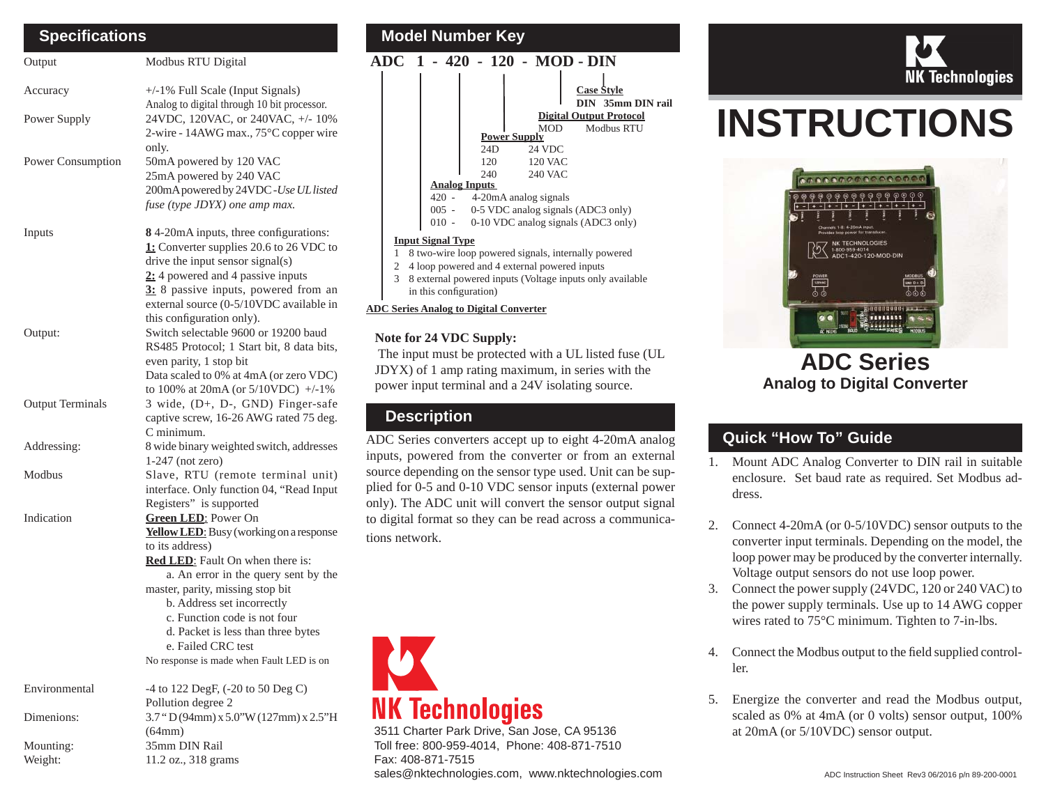# INSTRUCTIONS

## ADC Series
### Analog to Digital Converter

## Specifications

| | |
|---|---|
| Output | Modbus RTU Digital |
| Accuracy | +/-1% Full Scale (Input Signals) Analog to digital through 10 bit processor. |
| Power Supply | 24VDC, 120VAC, or 240VAC, +/- 10% 2-wire - 14AWG max., 75°C copper wire only. |
| Power Consumption | 50mA powered by 120 VAC<br>25mA powered by 240 VAC<br>200mA powered by 24VDC - *Use UL listed fuse (type JDYX) one amp max.* |
| Inputs | **8** 4-20mA inputs, three configurations:<br>**1:** Converter supplies 20.6 to 26 VDC to drive the input sensor signal(s)<br>**2:** 4 powered and 4 passive inputs<br>**3:** 8 passive inputs, powered from an external source (0-5/10VDC available in this configuration only). |
| Output: | Switch selectable 9600 or 19200 baud RS485 Protocol; 1 Start bit, 8 data bits, even parity, 1 stop bit<br>Data scaled to 0% at 4mA (or zero VDC) to 100% at 20mA (or 5/10VDC) +/-1% |
| Output Terminals | 3 wide, (D+, D-, GND) Finger-safe captive screw, 16-26 AWG rated 75 deg. C minimum. |
| Addressing: | 8 wide binary weighted switch, addresses 1-247 (not zero) |
| Modbus | Slave, RTU (remote terminal unit) interface. Only function 04, "Read Input Registers" is supported |
| Indication | **Green LED**: Power On<br>**Yellow LED**: Busy (working on a response to its address)<br>**Red LED**: Fault On when there is:<br>a. An error in the query sent by the master, parity, missing stop bit<br>b. Address set incorrectly<br>c. Function code is not four<br>d. Packet is less than three bytes<br>e. Failed CRC test<br>No response is made when Fault LED is on |
| Environmental | -4 to 122 DegF, (-20 to 50 Deg C)<br>Pollution degree 2 |
| Dimenions: | 3.7" D (94mm) x 5.0"W (127mm) x 2.5"H (64mm) |
| Mounting: | 35mm DIN Rail |
| Weight: | 11.2 oz., 318 grams |

## Model Number Key

**ADC 1 - 420 - 120 - MOD - DIN**

**Case Style**
DIN 35mm DIN rail

**Digital Output Protocol**
MOD Modbus RTU

**Power Supply**
24D 24 VDC
120 120 VAC
240 240 VAC

**Analog Inputs**
420 - 4-20mA analog signals
005 - 0-5 VDC analog signals (ADC3 only)
010 - 0-10 VDC analog signals (ADC3 only)

**Input Signal Type**
1 8 two-wire loop powered signals, internally powered
2 4 loop powered and 4 external powered inputs
3 8 external powered inputs (Voltage inputs only available in this configuration)

**ADC Series Analog to Digital Converter**

**Note for 24 VDC Supply:**
The input must be protected with a UL listed fuse (UL JDYX) of 1 amp rating maximum, in series with the power input terminal and a 24V isolating source.

## Description

ADC Series converters accept up to eight 4-20mA analog inputs, powered from the converter or from an external source depending on the sensor type used. Unit can be supplied for 0-5 and 0-10 VDC sensor inputs (external power only). The ADC unit will convert the sensor output signal to digital format so they can be read across a communications network.

NK Technologies
3511 Charter Park Drive, San Jose, CA 95136
Toll free: 800-959-4014, Phone: 408-871-7510
Fax: 408-871-7515
sales@nktechnologies.com, www.nktechnologies.com

## Quick "How To" Guide

1. Mount ADC Analog Converter to DIN rail in suitable enclosure. Set baud rate as required. Set Modbus address.
2. Connect 4-20mA (or 0-5/10VDC) sensor outputs to the converter input terminals. Depending on the model, the loop power may be produced by the converter internally. Voltage output sensors do not use loop power.
3. Connect the power supply (24VDC, 120 or 240 VAC) to the power supply terminals. Use up to 14 AWG copper wires rated to 75°C minimum. Tighten to 7-in-lbs.
4. Connect the Modbus output to the field supplied controller.
5. Energize the converter and read the Modbus output, scaled as 0% at 4mA (or 0 volts) sensor output, 100% at 20mA (or 5/10VDC) sensor output.

ADC Instruction Sheet Rev3 06/2016 p/n 89-200-0001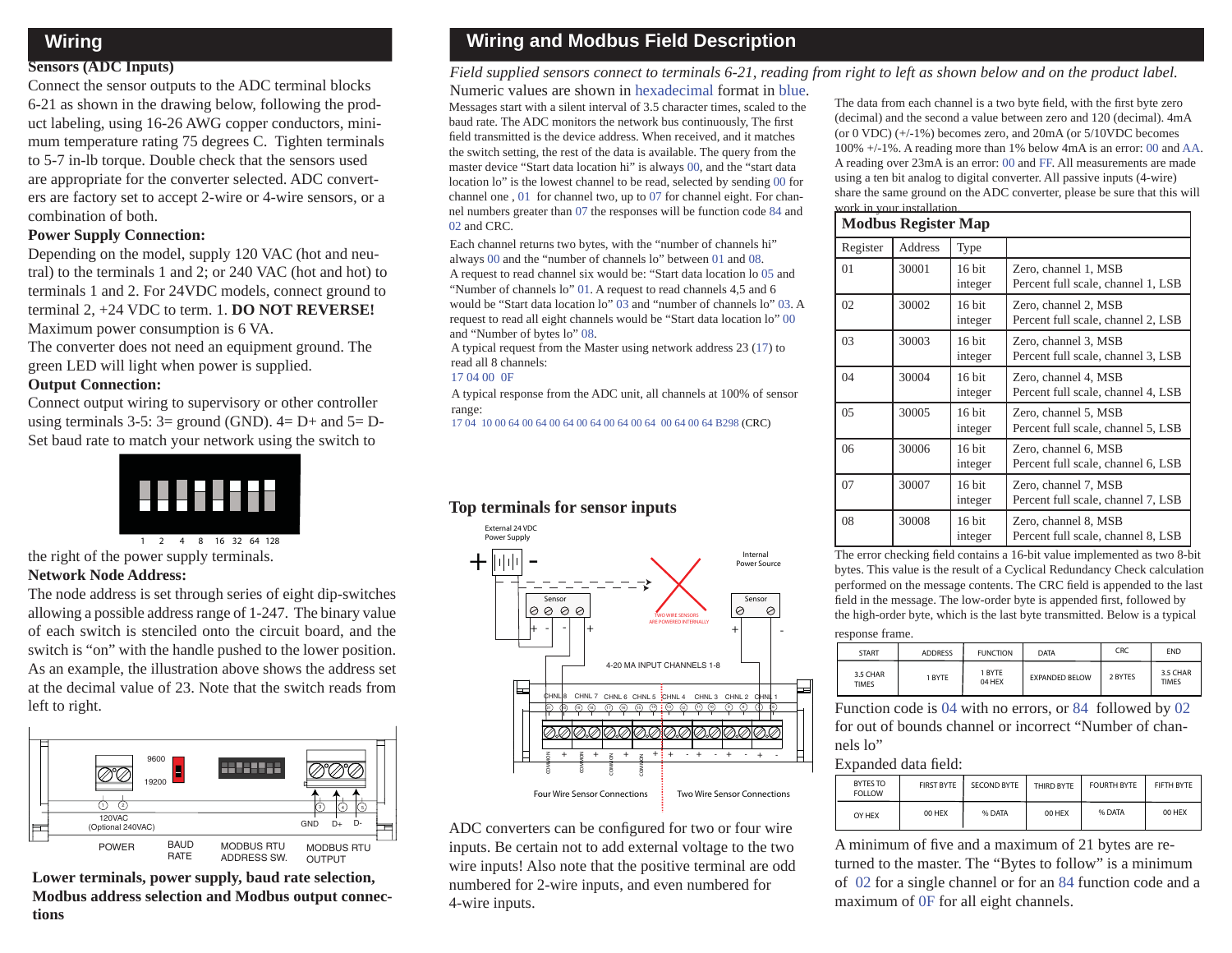## Wiring

**Sensors (ADC Inputs)**

Connect the sensor outputs to the ADC terminal blocks 6-21 as shown in the drawing below, following the product labeling, using 16-26 AWG copper conductors, minimum temperature rating 75 degrees C. Tighten terminals to 5-7 in-lb torque. Double check that the sensors used are appropriate for the converter selected. ADC converters are factory set to accept 2-wire or 4-wire sensors, or a combination of both.

**Power Supply Connection:**

Depending on the model, supply 120 VAC (hot and neutral) to the terminals 1 and 2; or 240 VAC (hot and hot) to terminals 1 and 2. For 24VDC models, connect ground to terminal 2, +24 VDC to term. 1. **DO NOT REVERSE!** Maximum power consumption is 6 VA.

The converter does not need an equipment ground. The green LED will light when power is supplied.

**Output Connection:**

Connect output wiring to supervisory or other controller using terminals 3-5: 3= ground (GND). 4= D+ and 5= D-

Set baud rate to match your network using the switch to

1 2 4 8 16 32 64 128

the right of the power supply terminals.

**Network Node Address:**

The node address is set through series of eight dip-switches allowing a possible address range of 1-247. The binary value of each switch is stenciled onto the circuit board, and the switch is "on" with the handle pushed to the lower position. As an example, the illustration above shows the address set at the decimal value of 23. Note that the switch reads from left to right.

9600
19200
1 2
3 4 5
120VAC
(Optional 240VAC)
GND D+ D-
POWER
BAUD RATE
MODBUS RTU ADDRESS SW.
MODBUS RTU OUTPUT

**Lower terminals, power supply, baud rate selection, Modbus address selection and Modbus output connections**

## Wiring and Modbus Field Description

*Field supplied sensors connect to terminals 6-21, reading from right to left as shown below and on the product label.*

Numeric values are shown in hexadecimal format in blue.

Messages start with a silent interval of 3.5 character times, scaled to the baud rate. The ADC monitors the network bus continuously, The first field transmitted is the device address. When received, and it matches the switch setting, the rest of the data is available. The query from the master device "Start data location hi" is always 00, and the "start data location lo" is the lowest channel to be read, selected by sending 00 for channel one , 01 for channel two, up to 07 for channel eight. For channel numbers greater than 07 the responses will be function code 84 and 02 and CRC.

Each channel returns two bytes, with the "number of channels hi" always 00 and the "number of channels lo" between 01 and 08.

A request to read channel six would be: "Start data location lo" 05 and "Number of channels lo" 01. A request to read channels 4,5 and 6 would be "Start data location lo" 03 and "number of channels lo" 03. A request to read all eight channels would be "Start data location lo" 00 and "Number of bytes lo" 08.

A typical request from the Master using network address 23 (17) to read all 8 channels:

17 04 00 0F

A typical response from the ADC unit, all channels at 100% of sensor range:

17 04 10 00 64 00 64 00 64 00 64 00 64 00 64 00 64 00 64 B298 (CRC)

### Top terminals for sensor inputs

External 24 VDC Power Supply
Internal Power Source
Sensor
Sensor
TWO WIRE SENSORS ARE POWERED INTERNALLY
4-20 MA INPUT CHANNELS 1-8
CHNL 8 CHNL 7 CHNL 6 CHNL 5 CHNL 4 CHNL 3 CHNL 2 CHNL 1
COMMON COMMON COMMON COMMON
Four Wire Sensor Connections
Two Wire Sensor Connections

ADC converters can be configured for two or four wire inputs. Be certain not to add external voltage to the two wire inputs! Also note that the positive terminal are odd numbered for 2-wire inputs, and even numbered for 4-wire inputs.

The data from each channel is a two byte field, with the first byte zero (decimal) and the second a value between zero and 120 (decimal). 4mA (or 0 VDC) (+/-1%) becomes zero, and 20mA (or 5/10VDC becomes 100% +/-1%. A reading more than 1% below 4mA is an error: 00 and AA. A reading over 23mA is an error: 00 and FF. All measurements are made using a ten bit analog to digital converter. All passive inputs (4-wire) share the same ground on the ADC converter, please be sure that this will work in your installation.

**Modbus Register Map**

| Register | Address | Type | |
|---|---|---|---|
| 01 | 30001 | 16 bit integer | Zero, channel 1, MSB<br>Percent full scale, channel 1, LSB |
| 02 | 30002 | 16 bit integer | Zero, channel 2, MSB<br>Percent full scale, channel 2, LSB |
| 03 | 30003 | 16 bit integer | Zero, channel 3, MSB<br>Percent full scale, channel 3, LSB |
| 04 | 30004 | 16 bit integer | Zero, channel 4, MSB<br>Percent full scale, channel 4, LSB |
| 05 | 30005 | 16 bit integer | Zero, channel 5, MSB<br>Percent full scale, channel 5, LSB |
| 06 | 30006 | 16 bit integer | Zero, channel 6, MSB<br>Percent full scale, channel 6, LSB |
| 07 | 30007 | 16 bit integer | Zero, channel 7, MSB<br>Percent full scale, channel 7, LSB |
| 08 | 30008 | 16 bit integer | Zero, channel 8, MSB<br>Percent full scale, channel 8, LSB |

The error checking field contains a 16-bit value implemented as two 8-bit bytes. This value is the result of a Cyclical Redundancy Check calculation performed on the message contents. The CRC field is appended to the last field in the message. The low-order byte is appended first, followed by the high-order byte, which is the last byte transmitted. Below is a typical response frame.

| START | ADDRESS | FUNCTION | DATA | CRC | END |
|---|---|---|---|---|---|
| 3.5 CHAR TIMES | 1 BYTE | 1 BYTE 04 HEX | EXPANDED BELOW | 2 BYTES | 3.5 CHAR TIMES |

Function code is 04 with no errors, or 84 followed by 02 for out of bounds channel or incorrect "Number of channels lo"

Expanded data field:

| BYTES TO FOLLOW | FIRST BYTE | SECOND BYTE | THIRD BYTE | FOURTH BYTE | FIFTH BYTE |
|---|---|---|---|---|---|
| OY HEX | 00 HEX | % DATA | 00 HEX | % DATA | 00 HEX |

A minimum of five and a maximum of 21 bytes are returned to the master. The "Bytes to follow" is a minimum of 02 for a single channel or for an 84 function code and a maximum of 0F for all eight channels.